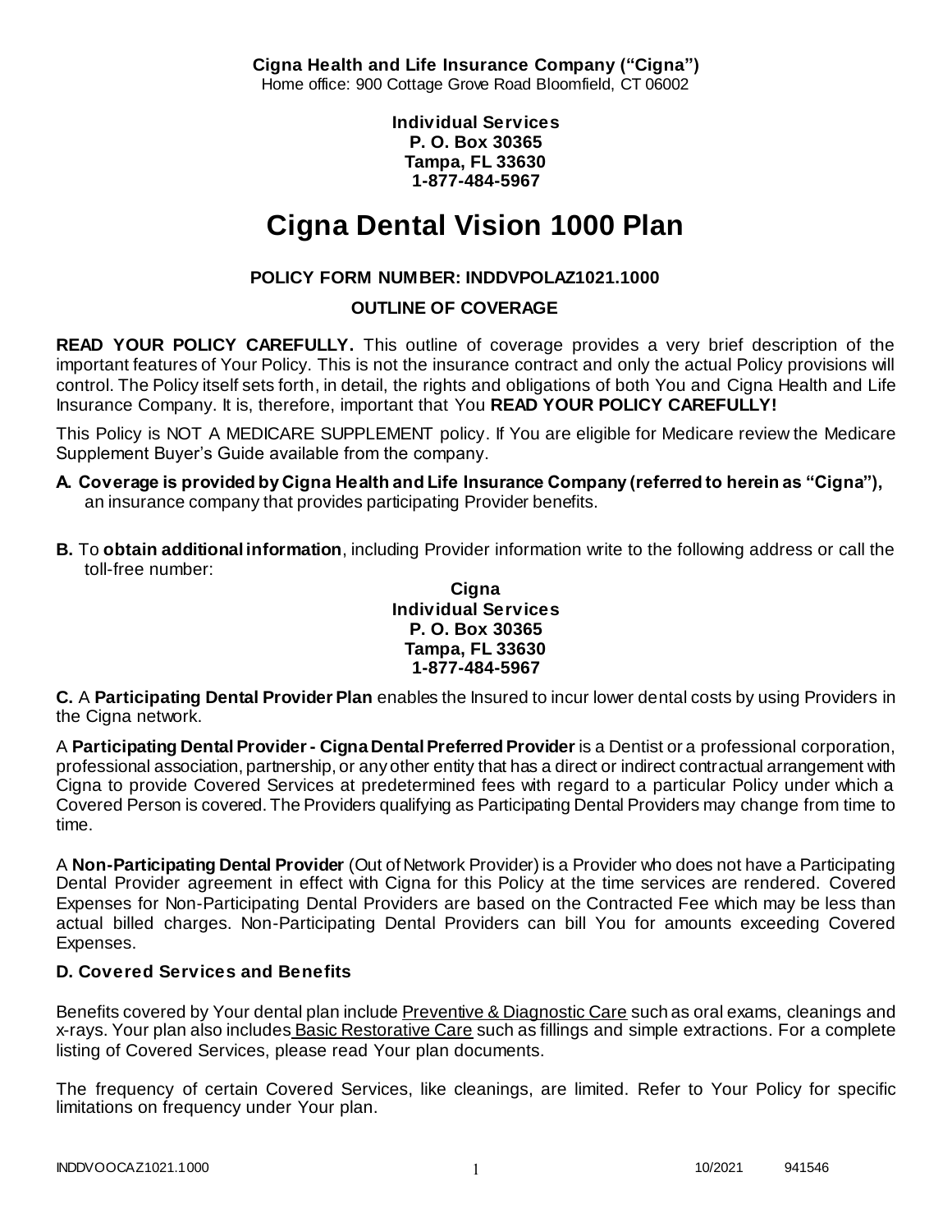**Cigna Health and Life Insurance Company ("Cigna")**
Home office: 900 Cottage Grove Road Bloomfield, CT 06002

**Individual Services**
**P. O. Box 30365**
**Tampa, FL 33630**
**1-877-484-5967**

# Cigna Dental Vision 1000 Plan

**POLICY FORM NUMBER: INDDVPOLAZ1021.1000**

**OUTLINE OF COVERAGE**

**READ YOUR POLICY CAREFULLY.** This outline of coverage provides a very brief description of the important features of Your Policy. This is not the insurance contract and only the actual Policy provisions will control. The Policy itself sets forth, in detail, the rights and obligations of both You and Cigna Health and Life Insurance Company. It is, therefore, important that You **READ YOUR POLICY CAREFULLY!**

This Policy is NOT A MEDICARE SUPPLEMENT policy. If You are eligible for Medicare review the Medicare Supplement Buyer's Guide available from the company.

**A. Coverage is provided by Cigna Health and Life Insurance Company (referred to herein as "Cigna"),** an insurance company that provides participating Provider benefits.

**B.** To **obtain additional information**, including Provider information write to the following address or call the toll-free number:

**Cigna**
**Individual Services**
**P. O. Box 30365**
**Tampa, FL 33630**
**1-877-484-5967**

**C.** A **Participating Dental Provider Plan** enables the Insured to incur lower dental costs by using Providers in the Cigna network.

A **Participating Dental Provider - Cigna Dental Preferred Provider** is a Dentist or a professional corporation, professional association, partnership, or any other entity that has a direct or indirect contractual arrangement with Cigna to provide Covered Services at predetermined fees with regard to a particular Policy under which a Covered Person is covered. The Providers qualifying as Participating Dental Providers may change from time to time.

A **Non-Participating Dental Provider** (Out of Network Provider) is a Provider who does not have a Participating Dental Provider agreement in effect with Cigna for this Policy at the time services are rendered. Covered Expenses for Non-Participating Dental Providers are based on the Contracted Fee which may be less than actual billed charges. Non-Participating Dental Providers can bill You for amounts exceeding Covered Expenses.

**D. Covered Services and Benefits**

Benefits covered by Your dental plan include Preventive & Diagnostic Care such as oral exams, cleanings and x-rays. Your plan also includes Basic Restorative Care such as fillings and simple extractions. For a complete listing of Covered Services, please read Your plan documents.

The frequency of certain Covered Services, like cleanings, are limited. Refer to Your Policy for specific limitations on frequency under Your plan.

INDDVOOCAZ1021.1000 10/2021 941546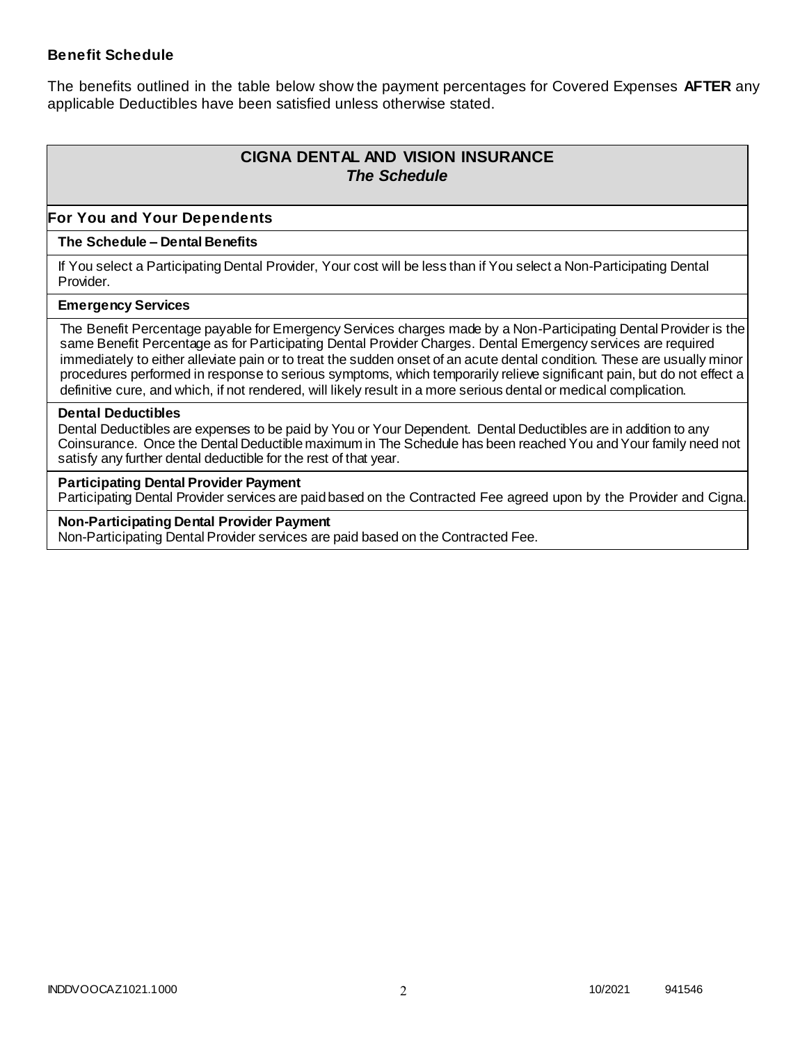**Benefit Schedule**

The benefits outlined in the table below show the payment percentages for Covered Expenses **AFTER** any applicable Deductibles have been satisfied unless otherwise stated.

## CIGNA DENTAL AND VISION INSURANCE
### *The Schedule*

### For You and Your Dependents

**The Schedule – Dental Benefits**

If You select a Participating Dental Provider, Your cost will be less than if You select a Non-Participating Dental Provider.

**Emergency Services**

The Benefit Percentage payable for Emergency Services charges made by a Non-Participating Dental Provider is the same Benefit Percentage as for Participating Dental Provider Charges. Dental Emergency services are required immediately to either alleviate pain or to treat the sudden onset of an acute dental condition. These are usually minor procedures performed in response to serious symptoms, which temporarily relieve significant pain, but do not effect a definitive cure, and which, if not rendered, will likely result in a more serious dental or medical complication.

**Dental Deductibles**

Dental Deductibles are expenses to be paid by You or Your Dependent. Dental Deductibles are in addition to any Coinsurance. Once the Dental Deductible maximum in The Schedule has been reached You and Your family need not satisfy any further dental deductible for the rest of that year.

**Participating Dental Provider Payment**

Participating Dental Provider services are paid based on the Contracted Fee agreed upon by the Provider and Cigna.

**Non-Participating Dental Provider Payment**

Non-Participating Dental Provider services are paid based on the Contracted Fee.

INDDVOOCAZ1021.1000 10/2021 941546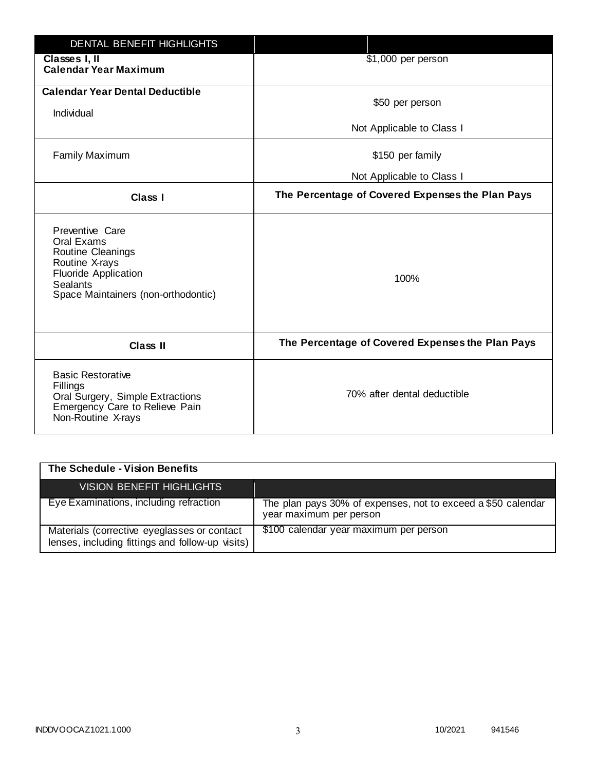| DENTAL BENEFIT HIGHLIGHTS | |
|---|---|
| **Classes I, II**<br>**Calendar Year Maximum** | $1,000 per person |
| **Calendar Year Dental Deductible**<br>Individual | $50 per person<br>Not Applicable to Class I |
| Family Maximum | $150 per family<br>Not Applicable to Class I |
| **Class I** | **The Percentage of Covered Expenses the Plan Pays** |
| Preventive Care<br>Oral Exams<br>Routine Cleanings<br>Routine X-rays<br>Fluoride Application<br>Sealants<br>Space Maintainers (non-orthodontic) | 100% |
| **Class II** | **The Percentage of Covered Expenses the Plan Pays** |
| Basic Restorative<br>Fillings<br>Oral Surgery, Simple Extractions<br>Emergency Care to Relieve Pain<br>Non-Routine X-rays | 70% after dental deductible |

**The Schedule - Vision Benefits**

| VISION BENEFIT HIGHLIGHTS | |
|---|---|
| Eye Examinations, including refraction | The plan pays 30% of expenses, not to exceed a $50 calendar year maximum per person |
| Materials (corrective eyeglasses or contact lenses, including fittings and follow-up visits) | $100 calendar year maximum per person |

INDDVOOCAZ1021.1000 10/2021 941546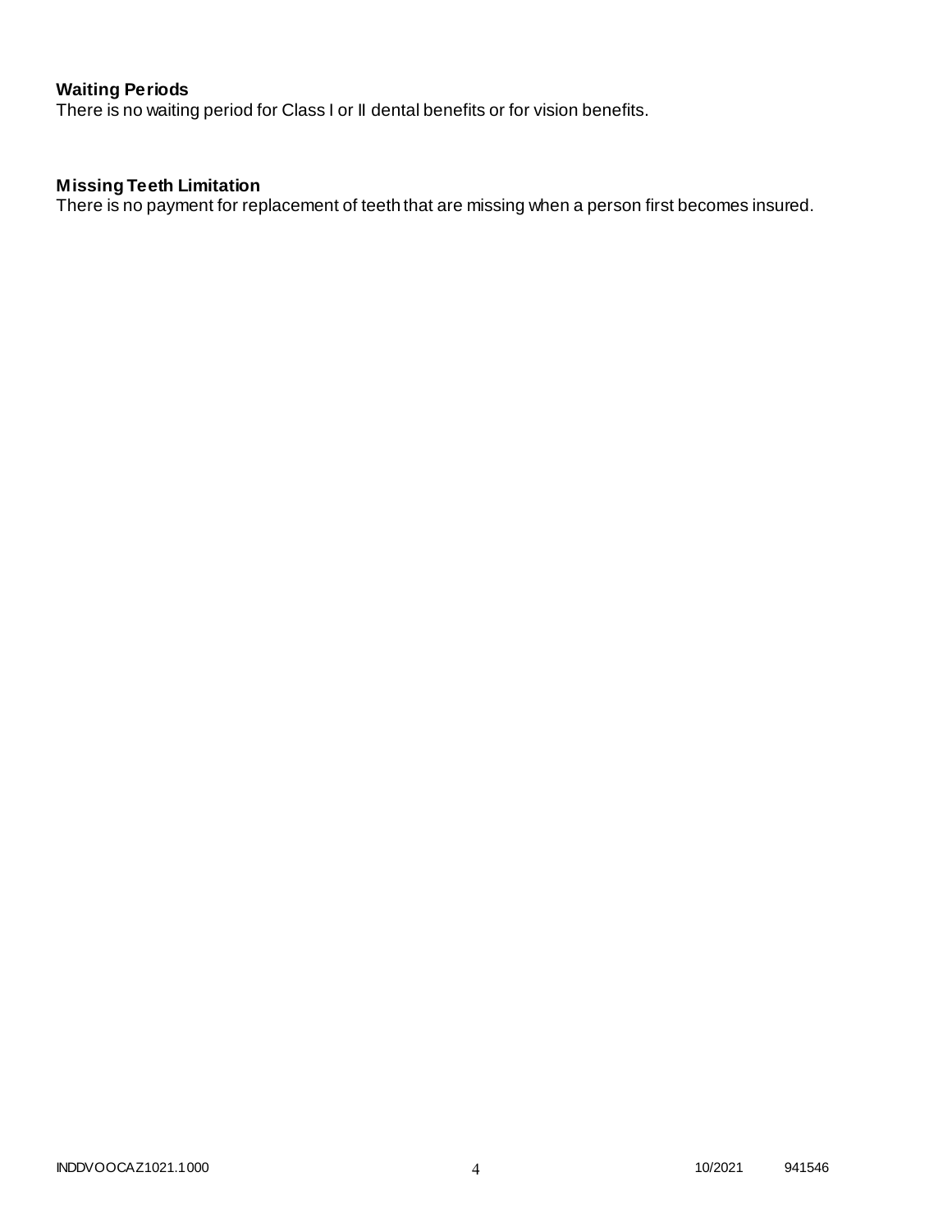**Waiting Periods**
There is no waiting period for Class I or II dental benefits or for vision benefits.

**Missing Teeth Limitation**
There is no payment for replacement of teeth that are missing when a person first becomes insured.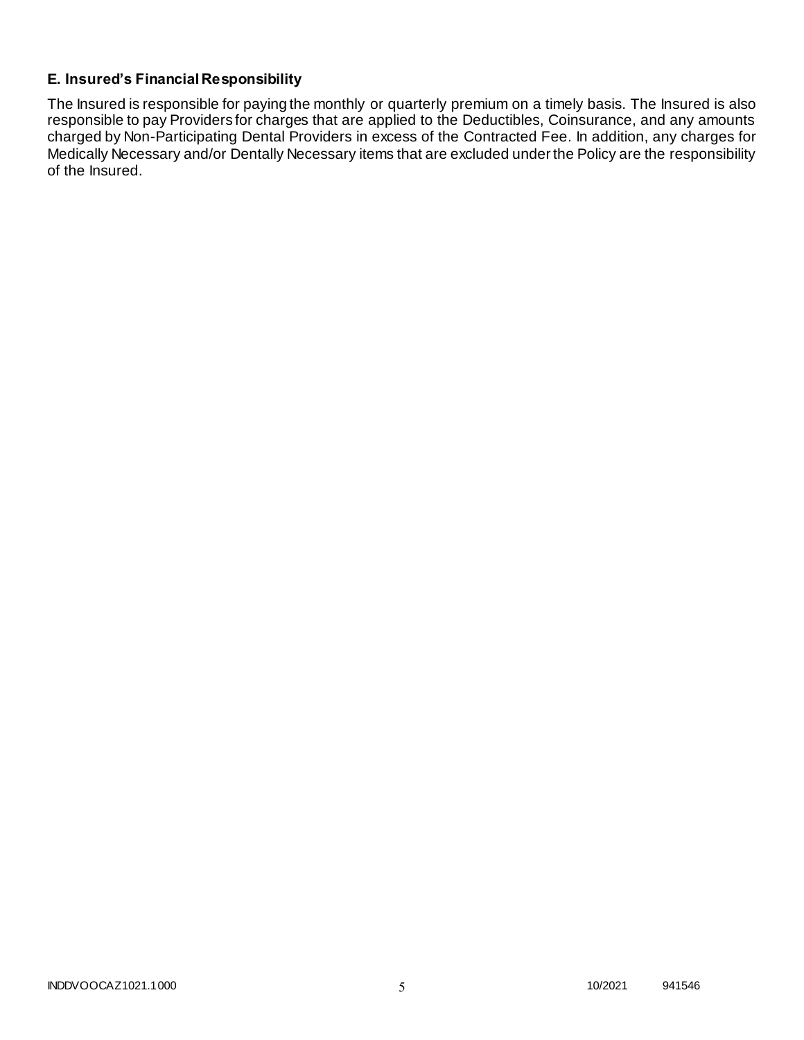### E. Insured's Financial Responsibility

The Insured is responsible for paying the monthly or quarterly premium on a timely basis. The Insured is also responsible to pay Providers for charges that are applied to the Deductibles, Coinsurance, and any amounts charged by Non-Participating Dental Providers in excess of the Contracted Fee. In addition, any charges for Medically Necessary and/or Dentally Necessary items that are excluded under the Policy are the responsibility of the Insured.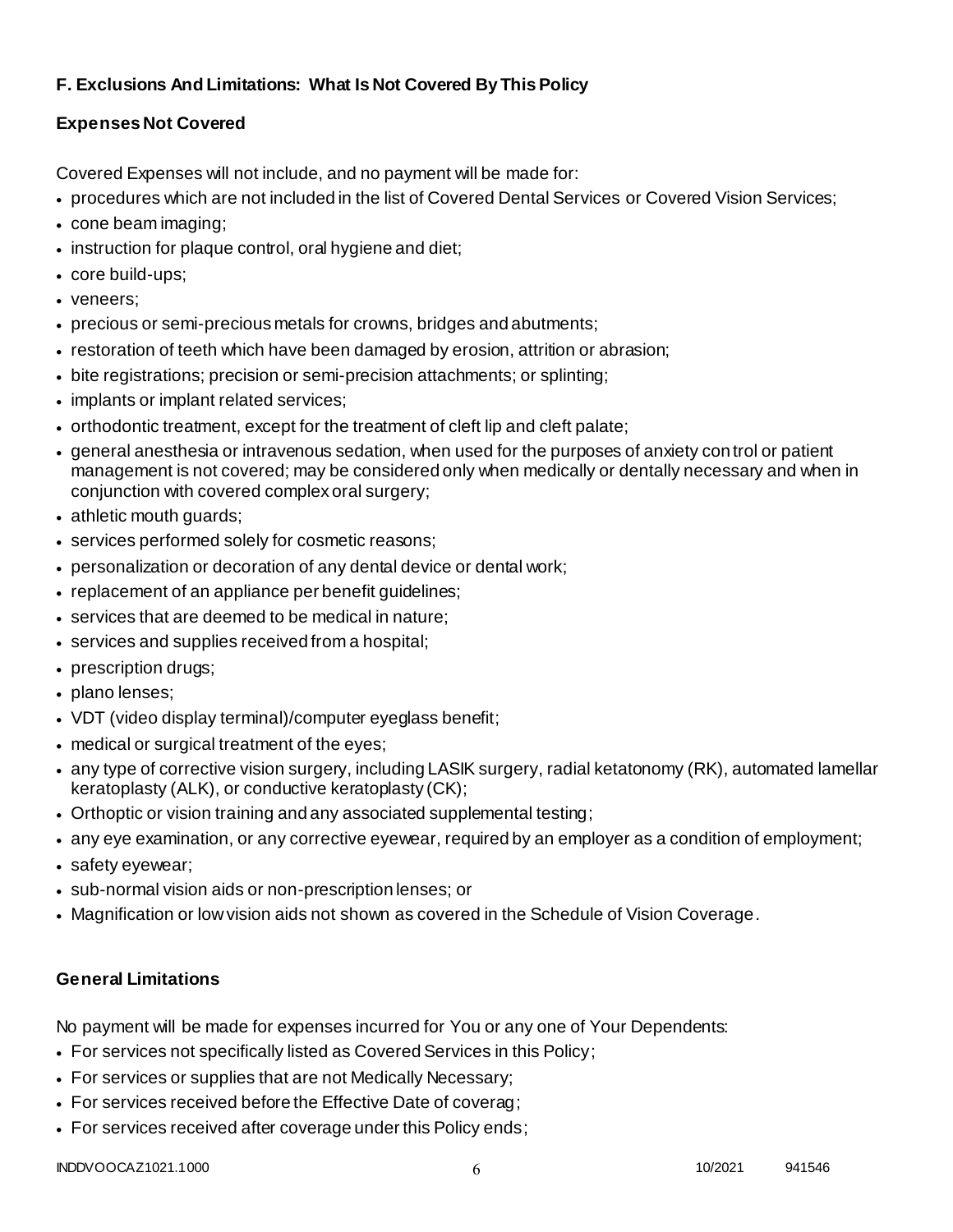### F. Exclusions And Limitations: What Is Not Covered By This Policy

#### Expenses Not Covered

Covered Expenses will not include, and no payment will be made for:

- procedures which are not included in the list of Covered Dental Services or Covered Vision Services;
- cone beam imaging;
- instruction for plaque control, oral hygiene and diet;
- core build-ups;
- veneers;
- precious or semi-precious metals for crowns, bridges and abutments;
- restoration of teeth which have been damaged by erosion, attrition or abrasion;
- bite registrations; precision or semi-precision attachments; or splinting;
- implants or implant related services;
- orthodontic treatment, except for the treatment of cleft lip and cleft palate;
- general anesthesia or intravenous sedation, when used for the purposes of anxiety control or patient management is not covered; may be considered only when medically or dentally necessary and when in conjunction with covered complex oral surgery;
- athletic mouth guards;
- services performed solely for cosmetic reasons;
- personalization or decoration of any dental device or dental work;
- replacement of an appliance per benefit guidelines;
- services that are deemed to be medical in nature;
- services and supplies received from a hospital;
- prescription drugs;
- plano lenses;
- VDT (video display terminal)/computer eyeglass benefit;
- medical or surgical treatment of the eyes;
- any type of corrective vision surgery, including LASIK surgery, radial ketatonomy (RK), automated lamellar keratoplasty (ALK), or conductive keratoplasty (CK);
- Orthoptic or vision training and any associated supplemental testing;
- any eye examination, or any corrective eyewear, required by an employer as a condition of employment;
- safety eyewear;
- sub-normal vision aids or non-prescription lenses; or
- Magnification or low vision aids not shown as covered in the Schedule of Vision Coverage.

#### General Limitations

No payment will be made for expenses incurred for You or any one of Your Dependents:

- For services not specifically listed as Covered Services in this Policy;
- For services or supplies that are not Medically Necessary;
- For services received before the Effective Date of coverag;
- For services received after coverage under this Policy ends;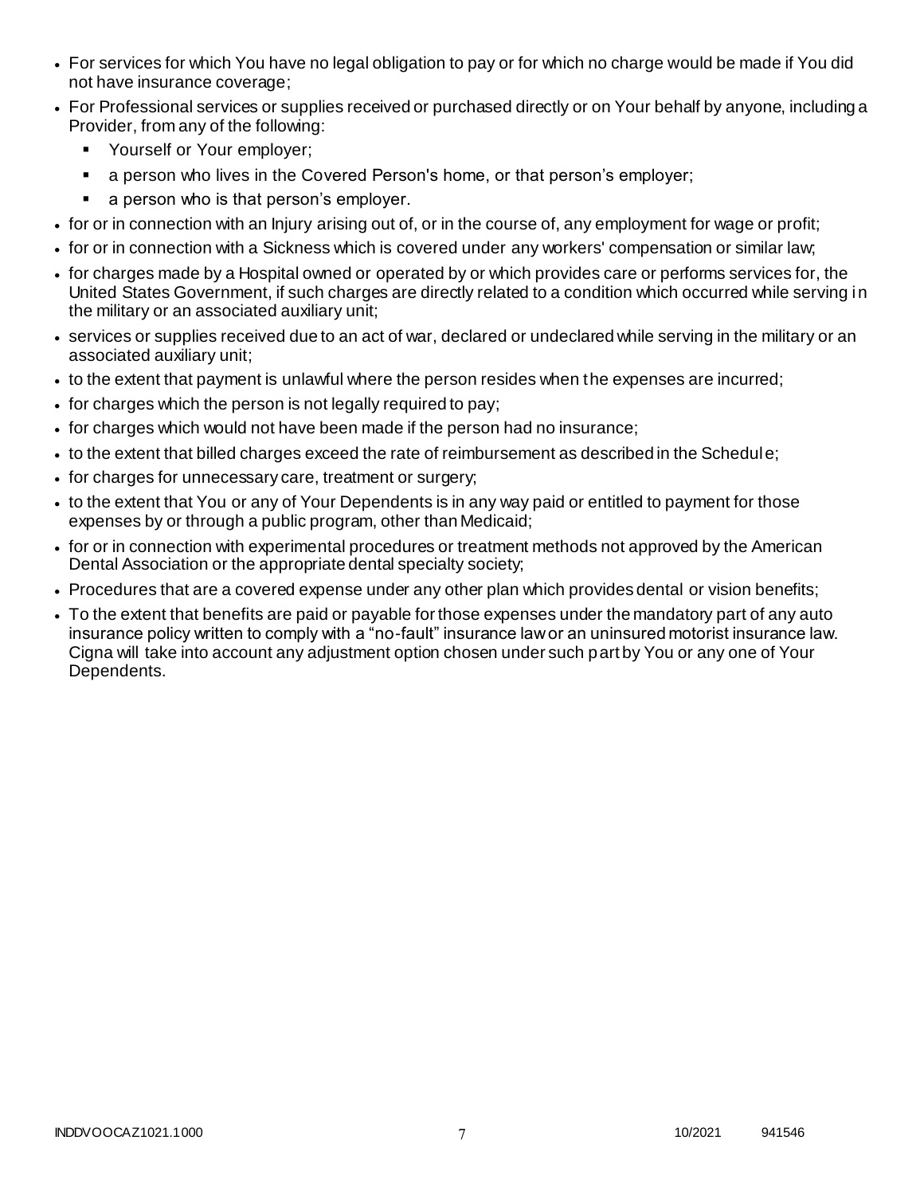- For services for which You have no legal obligation to pay or for which no charge would be made if You did not have insurance coverage;
- For Professional services or supplies received or purchased directly or on Your behalf by anyone, including a Provider, from any of the following:
  - Yourself or Your employer;
  - a person who lives in the Covered Person's home, or that person's employer;
  - a person who is that person's employer.
- for or in connection with an Injury arising out of, or in the course of, any employment for wage or profit;
- for or in connection with a Sickness which is covered under any workers' compensation or similar law;
- for charges made by a Hospital owned or operated by or which provides care or performs services for, the United States Government, if such charges are directly related to a condition which occurred while serving in the military or an associated auxiliary unit;
- services or supplies received due to an act of war, declared or undeclared while serving in the military or an associated auxiliary unit;
- to the extent that payment is unlawful where the person resides when the expenses are incurred;
- for charges which the person is not legally required to pay;
- for charges which would not have been made if the person had no insurance;
- to the extent that billed charges exceed the rate of reimbursement as described in the Schedule;
- for charges for unnecessary care, treatment or surgery;
- to the extent that You or any of Your Dependents is in any way paid or entitled to payment for those expenses by or through a public program, other than Medicaid;
- for or in connection with experimental procedures or treatment methods not approved by the American Dental Association or the appropriate dental specialty society;
- Procedures that are a covered expense under any other plan which provides dental or vision benefits;
- To the extent that benefits are paid or payable for those expenses under the mandatory part of any auto insurance policy written to comply with a "no-fault" insurance law or an uninsured motorist insurance law. Cigna will take into account any adjustment option chosen under such part by You or any one of Your Dependents.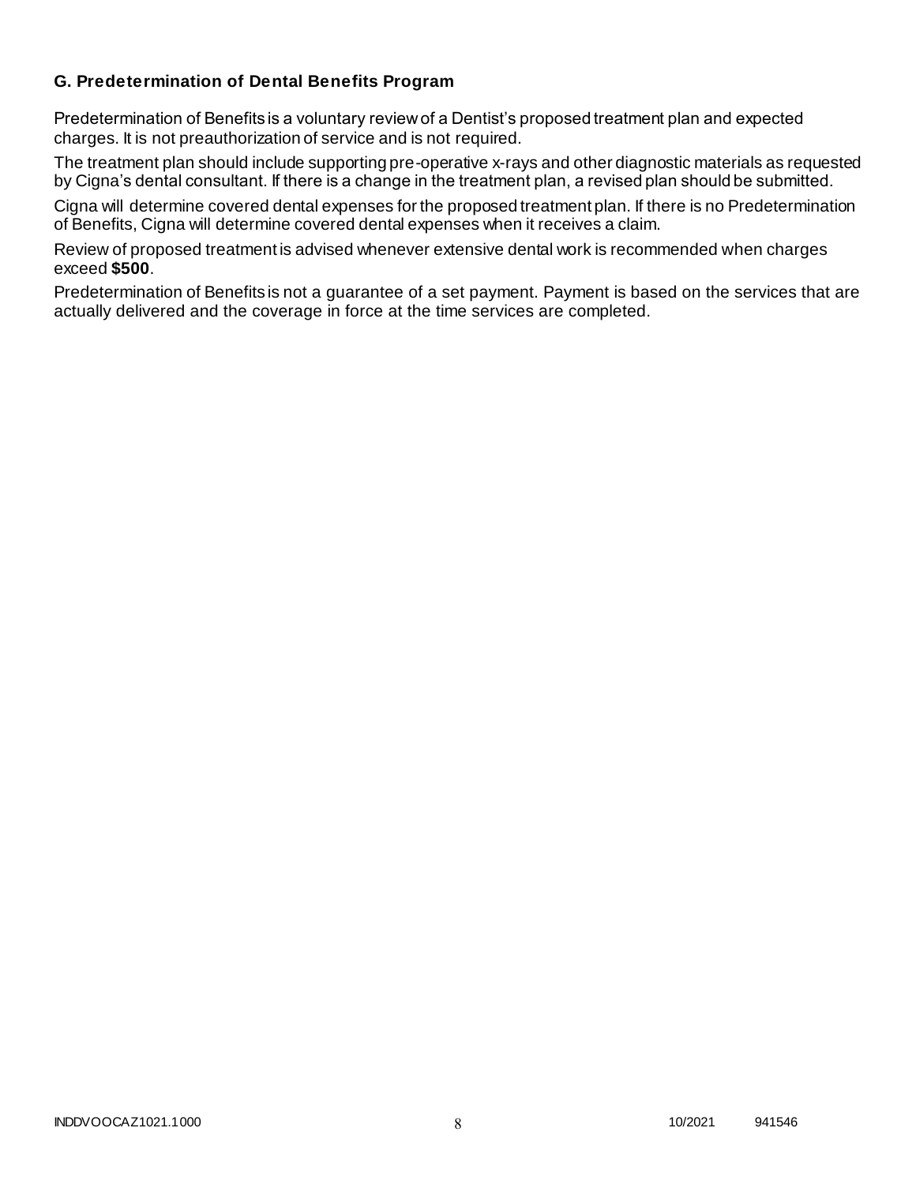### G. Predetermination of Dental Benefits Program

Predetermination of Benefits is a voluntary review of a Dentist's proposed treatment plan and expected charges. It is not preauthorization of service and is not required.

The treatment plan should include supporting pre-operative x-rays and other diagnostic materials as requested by Cigna's dental consultant. If there is a change in the treatment plan, a revised plan should be submitted.

Cigna will determine covered dental expenses for the proposed treatment plan. If there is no Predetermination of Benefits, Cigna will determine covered dental expenses when it receives a claim.

Review of proposed treatment is advised whenever extensive dental work is recommended when charges exceed **$500**.

Predetermination of Benefits is not a guarantee of a set payment. Payment is based on the services that are actually delivered and the coverage in force at the time services are completed.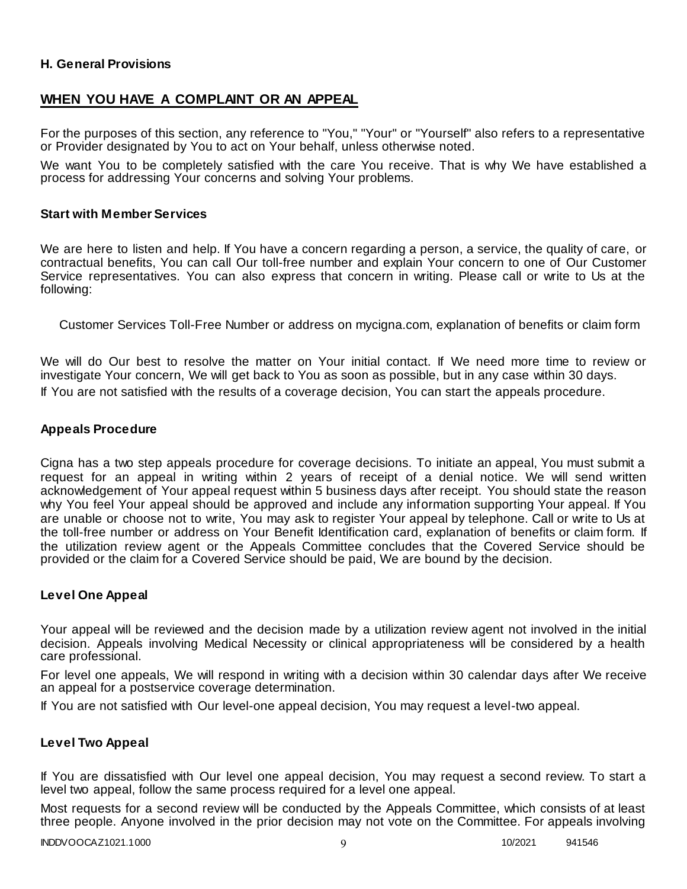### H. General Provisions

## WHEN YOU HAVE A COMPLAINT OR AN APPEAL

For the purposes of this section, any reference to "You," "Your" or "Yourself" also refers to a representative or Provider designated by You to act on Your behalf, unless otherwise noted.

We want You to be completely satisfied with the care You receive. That is why We have established a process for addressing Your concerns and solving Your problems.

### Start with Member Services

We are here to listen and help. If You have a concern regarding a person, a service, the quality of care, or contractual benefits, You can call Our toll-free number and explain Your concern to one of Our Customer Service representatives. You can also express that concern in writing. Please call or write to Us at the following:

Customer Services Toll-Free Number or address on mycigna.com, explanation of benefits or claim form

We will do Our best to resolve the matter on Your initial contact. If We need more time to review or investigate Your concern, We will get back to You as soon as possible, but in any case within 30 days.

If You are not satisfied with the results of a coverage decision, You can start the appeals procedure.

### Appeals Procedure

Cigna has a two step appeals procedure for coverage decisions. To initiate an appeal, You must submit a request for an appeal in writing within 2 years of receipt of a denial notice. We will send written acknowledgement of Your appeal request within 5 business days after receipt. You should state the reason why You feel Your appeal should be approved and include any information supporting Your appeal. If You are unable or choose not to write, You may ask to register Your appeal by telephone. Call or write to Us at the toll-free number or address on Your Benefit Identification card, explanation of benefits or claim form. If the utilization review agent or the Appeals Committee concludes that the Covered Service should be provided or the claim for a Covered Service should be paid, We are bound by the decision.

### Level One Appeal

Your appeal will be reviewed and the decision made by a utilization review agent not involved in the initial decision. Appeals involving Medical Necessity or clinical appropriateness will be considered by a health care professional.

For level one appeals, We will respond in writing with a decision within 30 calendar days after We receive an appeal for a postservice coverage determination.

If You are not satisfied with Our level-one appeal decision, You may request a level-two appeal.

### Level Two Appeal

If You are dissatisfied with Our level one appeal decision, You may request a second review. To start a level two appeal, follow the same process required for a level one appeal.

Most requests for a second review will be conducted by the Appeals Committee, which consists of at least three people. Anyone involved in the prior decision may not vote on the Committee. For appeals involving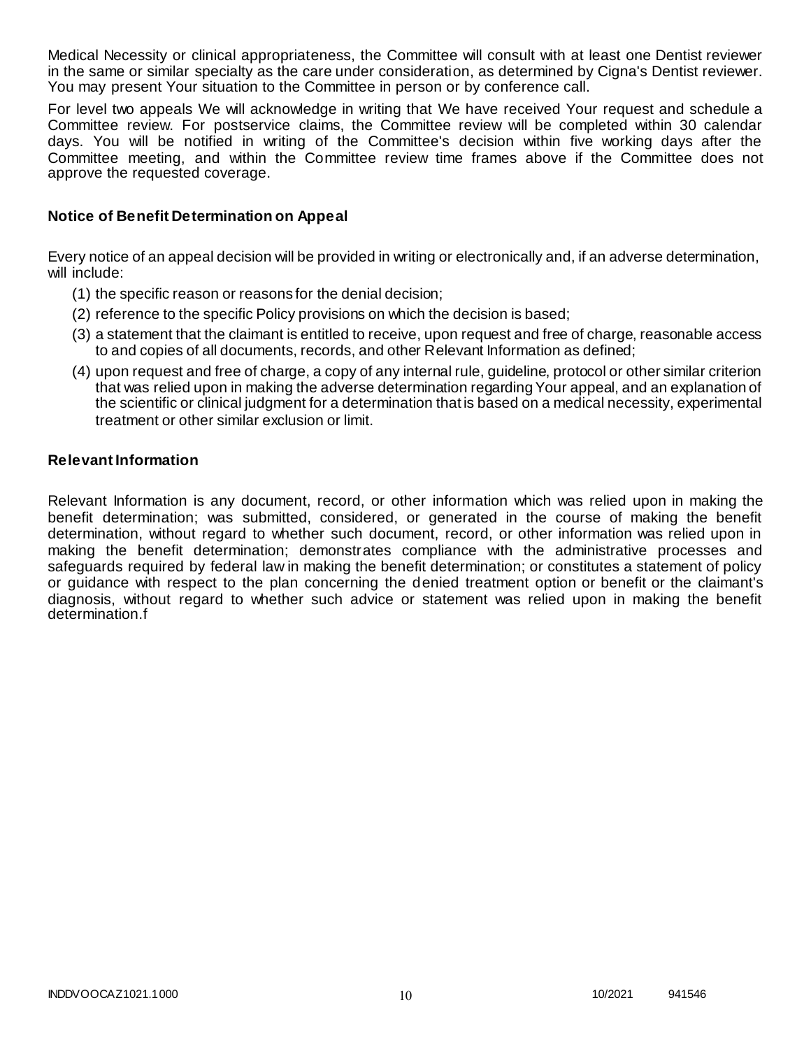Medical Necessity or clinical appropriateness, the Committee will consult with at least one Dentist reviewer in the same or similar specialty as the care under consideration, as determined by Cigna's Dentist reviewer. You may present Your situation to the Committee in person or by conference call.

For level two appeals We will acknowledge in writing that We have received Your request and schedule a Committee review. For postservice claims, the Committee review will be completed within 30 calendar days. You will be notified in writing of the Committee's decision within five working days after the Committee meeting, and within the Committee review time frames above if the Committee does not approve the requested coverage.

### Notice of Benefit Determination on Appeal

Every notice of an appeal decision will be provided in writing or electronically and, if an adverse determination, will include:

(1) the specific reason or reasons for the denial decision;

(2) reference to the specific Policy provisions on which the decision is based;

(3) a statement that the claimant is entitled to receive, upon request and free of charge, reasonable access to and copies of all documents, records, and other Relevant Information as defined;

(4) upon request and free of charge, a copy of any internal rule, guideline, protocol or other similar criterion that was relied upon in making the adverse determination regarding Your appeal, and an explanation of the scientific or clinical judgment for a determination that is based on a medical necessity, experimental treatment or other similar exclusion or limit.

### Relevant Information

Relevant Information is any document, record, or other information which was relied upon in making the benefit determination; was submitted, considered, or generated in the course of making the benefit determination, without regard to whether such document, record, or other information was relied upon in making the benefit determination; demonstrates compliance with the administrative processes and safeguards required by federal law in making the benefit determination; or constitutes a statement of policy or guidance with respect to the plan concerning the denied treatment option or benefit or the claimant's diagnosis, without regard to whether such advice or statement was relied upon in making the benefit determination.f

INDDVOOCAZ1021.1000 10/2021 941546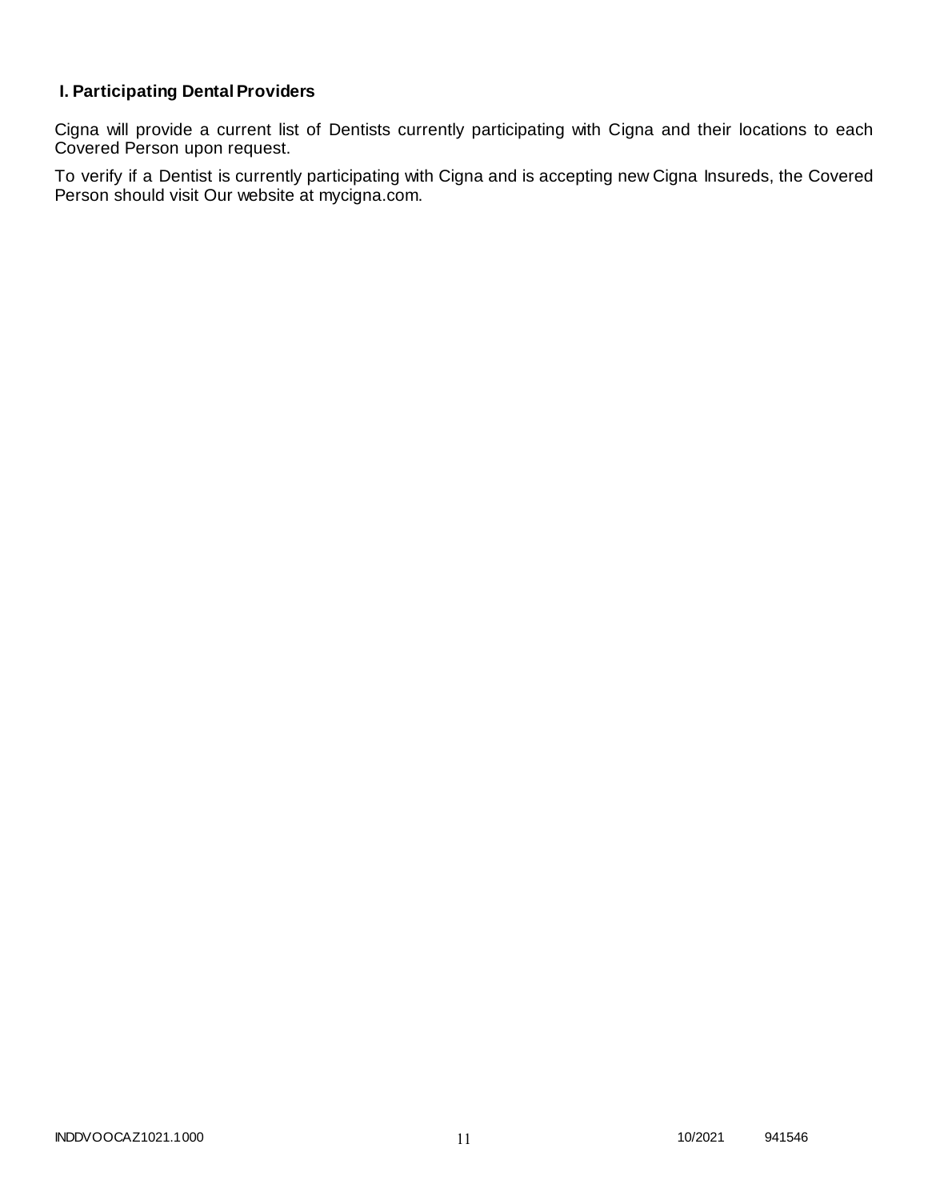### I. Participating Dental Providers

Cigna will provide a current list of Dentists currently participating with Cigna and their locations to each Covered Person upon request.

To verify if a Dentist is currently participating with Cigna and is accepting new Cigna Insureds, the Covered Person should visit Our website at mycigna.com.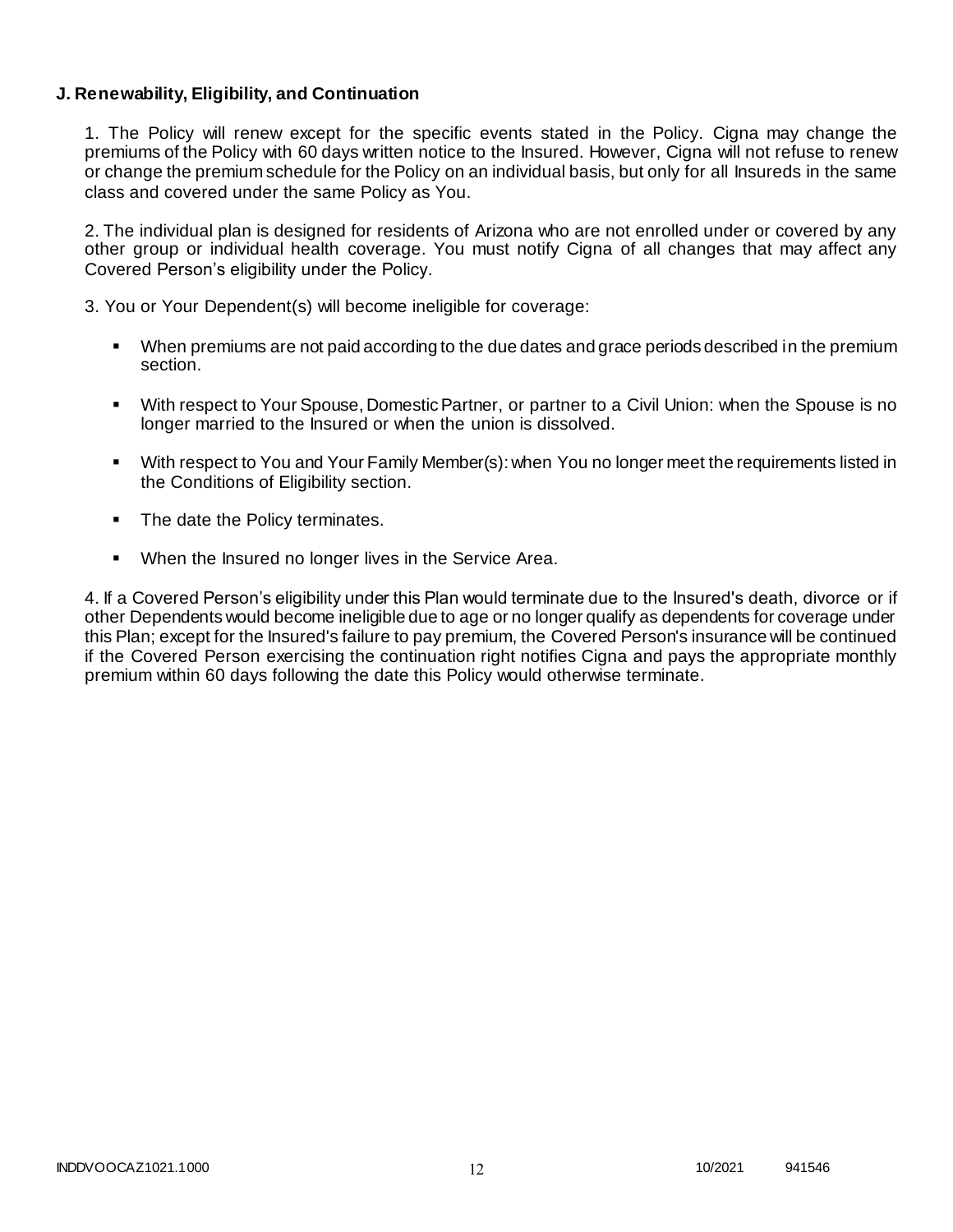**J. Renewability, Eligibility, and Continuation**

1. The Policy will renew except for the specific events stated in the Policy. Cigna may change the premiums of the Policy with 60 days written notice to the Insured. However, Cigna will not refuse to renew or change the premium schedule for the Policy on an individual basis, but only for all Insureds in the same class and covered under the same Policy as You.

2. The individual plan is designed for residents of Arizona who are not enrolled under or covered by any other group or individual health coverage. You must notify Cigna of all changes that may affect any Covered Person's eligibility under the Policy.

3. You or Your Dependent(s) will become ineligible for coverage:

- When premiums are not paid according to the due dates and grace periods described in the premium section.
- With respect to Your Spouse, Domestic Partner, or partner to a Civil Union: when the Spouse is no longer married to the Insured or when the union is dissolved.
- With respect to You and Your Family Member(s): when You no longer meet the requirements listed in the Conditions of Eligibility section.
- The date the Policy terminates.
- When the Insured no longer lives in the Service Area.

4. If a Covered Person's eligibility under this Plan would terminate due to the Insured's death, divorce or if other Dependents would become ineligible due to age or no longer qualify as dependents for coverage under this Plan; except for the Insured's failure to pay premium, the Covered Person's insurance will be continued if the Covered Person exercising the continuation right notifies Cigna and pays the appropriate monthly premium within 60 days following the date this Policy would otherwise terminate.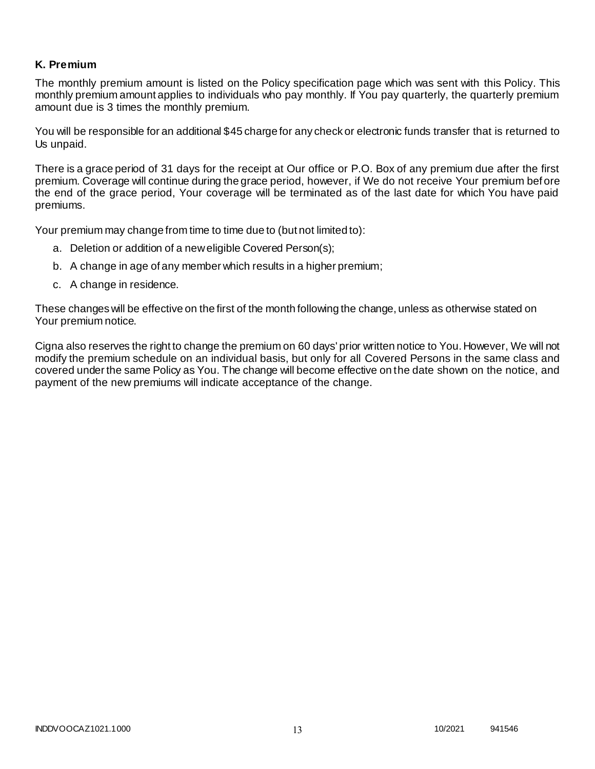### K. Premium

The monthly premium amount is listed on the Policy specification page which was sent with this Policy. This monthly premium amount applies to individuals who pay monthly. If You pay quarterly, the quarterly premium amount due is 3 times the monthly premium.

You will be responsible for an additional $45 charge for any check or electronic funds transfer that is returned to Us unpaid.

There is a grace period of 31 days for the receipt at Our office or P.O. Box of any premium due after the first premium. Coverage will continue during the grace period, however, if We do not receive Your premium before the end of the grace period, Your coverage will be terminated as of the last date for which You have paid premiums.

Your premium may change from time to time due to (but not limited to):

a. Deletion or addition of a new eligible Covered Person(s);
b. A change in age of any member which results in a higher premium;
c. A change in residence.

These changes will be effective on the first of the month following the change, unless as otherwise stated on Your premium notice.

Cigna also reserves the right to change the premium on 60 days' prior written notice to You. However, We will not modify the premium schedule on an individual basis, but only for all Covered Persons in the same class and covered under the same Policy as You. The change will become effective on the date shown on the notice, and payment of the new premiums will indicate acceptance of the change.